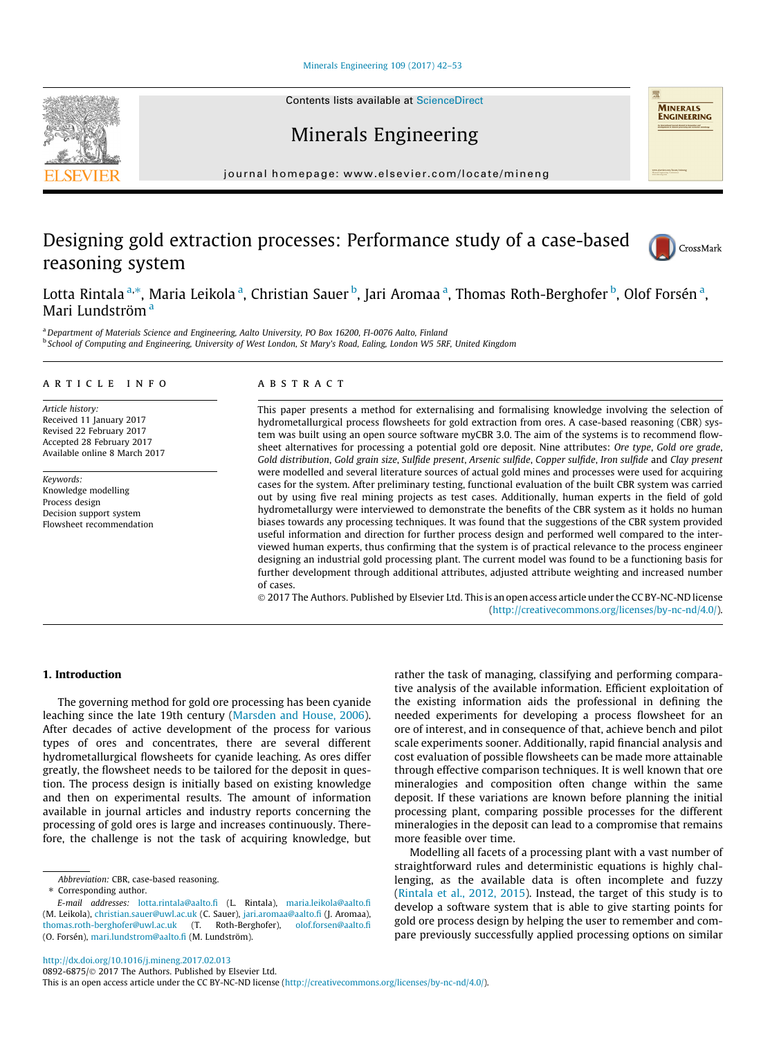# Designing gold extraction processes: Performance study of a case-based reasoning system

Lotta Rintala [a,*], Maria Leikola [a], Christian Sauer [b], Jari Aromaa [a], Thomas Roth-Berghofer [b], Olof Forsén [a], Mari Lundström [a]

[a] Department of Materials Science and Engineering, Aalto University, PO Box 16200, FI-0076 Aalto, Finland

[b] School of Computing and Engineering, University of West London, St Mary's Road, Ealing, London W5 5RF, United Kingdom

## ARTICLE INFO

*Article history:*
Received 11 January 2017
Revised 22 February 2017
Accepted 28 February 2017
Available online 8 March 2017

*Keywords:*
Knowledge modelling
Process design
Decision support system
Flowsheet recommendation

## ABSTRACT

This paper presents a method for externalising and formalising knowledge involving the selection of hydrometallurgical process flowsheets for gold extraction from ores. A case-based reasoning (CBR) system was built using an open source software myCBR 3.0. The aim of the systems is to recommend flowsheet alternatives for processing a potential gold ore deposit. Nine attributes: *Ore type*, *Gold ore grade*, *Gold distribution*, *Gold grain size*, *Sulfide present*, *Arsenic sulfide*, *Copper sulfide*, *Iron sulfide* and *Clay present* were modelled and several literature sources of actual gold mines and processes were used for acquiring cases for the system. After preliminary testing, functional evaluation of the built CBR system was carried out by using five real mining projects as test cases. Additionally, human experts in the field of gold hydrometallurgy were interviewed to demonstrate the benefits of the CBR system as it holds no human biases towards any processing techniques. It was found that the suggestions of the CBR system provided useful information and direction for further process design and performed well compared to the interviewed human experts, thus confirming that the system is of practical relevance to the process engineer designing an industrial gold processing plant. The current model was found to be a functioning basis for further development through additional attributes, adjusted attribute weighting and increased number of cases.

© 2017 The Authors. Published by Elsevier Ltd. This is an open access article under the CC BY-NC-ND license (http://creativecommons.org/licenses/by-nc-nd/4.0/).

## 1. Introduction

The governing method for gold ore processing has been cyanide leaching since the late 19th century (Marsden and House, 2006). After decades of active development of the process for various types of ores and concentrates, there are several different hydrometallurgical flowsheets for cyanide leaching. As ores differ greatly, the flowsheet needs to be tailored for the deposit in question. The process design is initially based on existing knowledge and then on experimental results. The amount of information available in journal articles and industry reports concerning the processing of gold ores is large and increases continuously. Therefore, the challenge is not the task of acquiring knowledge, but rather the task of managing, classifying and performing comparative analysis of the available information. Efficient exploitation of the existing information aids the professional in defining the needed experiments for developing a process flowsheet for an ore of interest, and in consequence of that, achieve bench and pilot scale experiments sooner. Additionally, rapid financial analysis and cost evaluation of possible flowsheets can be made more attainable through effective comparison techniques. It is well known that ore mineralogies and composition often change within the same deposit. If these variations are known before planning the initial processing plant, comparing possible processes for the different mineralogies in the deposit can lead to a compromise that remains more feasible over time.

Modelling all facets of a processing plant with a vast number of straightforward rules and deterministic equations is highly challenging, as the available data is often incomplete and fuzzy (Rintala et al., 2012, 2015). Instead, the target of this study is to develop a software system that is able to give starting points for gold ore process design by helping the user to remember and compare previously successfully applied processing options on similar

---

Abbreviation: CBR, case-based reasoning.

* Corresponding author.

*E-mail addresses:* lotta.rintala@aalto.fi (L. Rintala), maria.leikola@aalto.fi (M. Leikola), christian.sauer@uwl.ac.uk (C. Sauer), jari.aromaa@aalto.fi (J. Aromaa), thomas.roth-berghofer@uwl.ac.uk (T. Roth-Berghofer), olof.forsen@aalto.fi (O. Forsén), mari.lundstrom@aalto.fi (M. Lundström).

http://dx.doi.org/10.1016/j.mineng.2017.02.013
0892-6875/© 2017 The Authors. Published by Elsevier Ltd.
This is an open access article under the CC BY-NC-ND license (http://creativecommons.org/licenses/by-nc-nd/4.0/).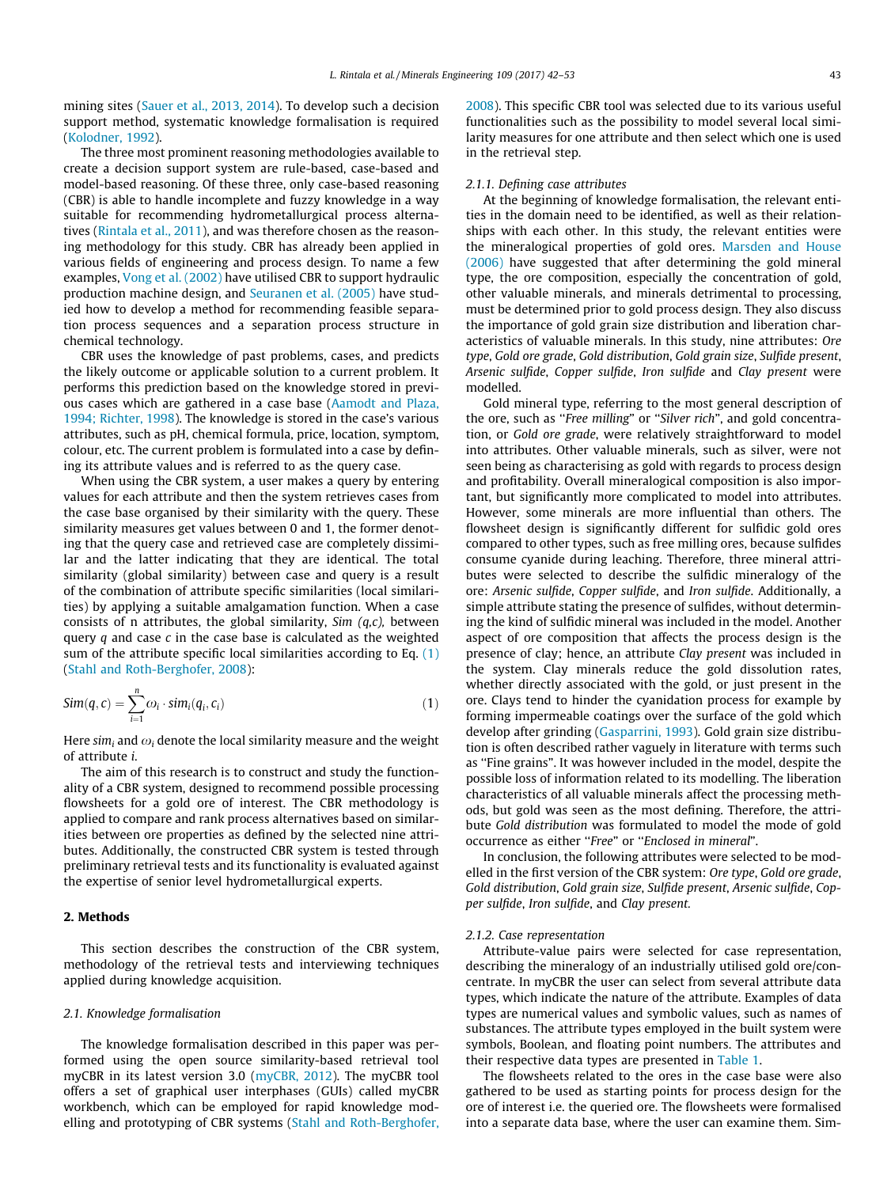mining sites (Sauer et al., 2013, 2014). To develop such a decision support method, systematic knowledge formalisation is required (Kolodner, 1992).

The three most prominent reasoning methodologies available to create a decision support system are rule-based, case-based and model-based reasoning. Of these three, only case-based reasoning (CBR) is able to handle incomplete and fuzzy knowledge in a way suitable for recommending hydrometallurgical process alternatives (Rintala et al., 2011), and was therefore chosen as the reasoning methodology for this study. CBR has already been applied in various fields of engineering and process design. To name a few examples, Vong et al. (2002) have utilised CBR to support hydraulic production machine design, and Seuranen et al. (2005) have studied how to develop a method for recommending feasible separation process sequences and a separation process structure in chemical technology.

CBR uses the knowledge of past problems, cases, and predicts the likely outcome or applicable solution to a current problem. It performs this prediction based on the knowledge stored in previous cases which are gathered in a case base (Aamodt and Plaza, 1994; Richter, 1998). The knowledge is stored in the case's various attributes, such as pH, chemical formula, price, location, symptom, colour, etc. The current problem is formulated into a case by defining its attribute values and is referred to as the query case.

When using the CBR system, a user makes a query by entering values for each attribute and then the system retrieves cases from the case base organised by their similarity with the query. These similarity measures get values between 0 and 1, the former denoting that the query case and retrieved case are completely dissimilar and the latter indicating that they are identical. The total similarity (global similarity) between case and query is a result of the combination of attribute specific similarities (local similarities) by applying a suitable amalgamation function. When a case consists of n attributes, the global similarity, *Sim (q,c)*, between query *q* and case *c* in the case base is calculated as the weighted sum of the attribute specific local similarities according to Eq. (1) (Stahl and Roth-Berghofer, 2008):

$$Sim(q,c) = \sum_{i=1}^{n} \omega_i \cdot sim_i(q_i, c_i) \tag{1}$$

Here $sim_i$ and $\omega_i$ denote the local similarity measure and the weight of attribute *i*.

The aim of this research is to construct and study the functionality of a CBR system, designed to recommend possible processing flowsheets for a gold ore of interest. The CBR methodology is applied to compare and rank process alternatives based on similarities between ore properties as defined by the selected nine attributes. Additionally, the constructed CBR system is tested through preliminary retrieval tests and its functionality is evaluated against the expertise of senior level hydrometallurgical experts.

## 2. Methods

This section describes the construction of the CBR system, methodology of the retrieval tests and interviewing techniques applied during knowledge acquisition.

### 2.1. Knowledge formalisation

The knowledge formalisation described in this paper was performed using the open source similarity-based retrieval tool myCBR in its latest version 3.0 (myCBR, 2012). The myCBR tool offers a set of graphical user interphases (GUIs) called myCBR workbench, which can be employed for rapid knowledge modelling and prototyping of CBR systems (Stahl and Roth-Berghofer, 2008). This specific CBR tool was selected due to its various useful functionalities such as the possibility to model several local similarity measures for one attribute and then select which one is used in the retrieval step.

#### 2.1.1. Defining case attributes

At the beginning of knowledge formalisation, the relevant entities in the domain need to be identified, as well as their relationships with each other. In this study, the relevant entities were the mineralogical properties of gold ores. Marsden and House (2006) have suggested that after determining the gold mineral type, the ore composition, especially the concentration of gold, other valuable minerals, and minerals detrimental to processing, must be determined prior to gold process design. They also discuss the importance of gold grain size distribution and liberation characteristics of valuable minerals. In this study, nine attributes: *Ore type*, *Gold ore grade*, *Gold distribution*, *Gold grain size*, *Sulfide present*, *Arsenic sulfide*, *Copper sulfide*, *Iron sulfide* and *Clay present* were modelled.

Gold mineral type, referring to the most general description of the ore, such as "*Free milling*" or "*Silver rich*", and gold concentration, or *Gold ore grade*, were relatively straightforward to model into attributes. Other valuable minerals, such as silver, were not seen being as characterising as gold with regards to process design and profitability. Overall mineralogical composition is also important, but significantly more complicated to model into attributes. However, some minerals are more influential than others. The flowsheet design is significantly different for sulfidic gold ores compared to other types, such as free milling ores, because sulfides consume cyanide during leaching. Therefore, three mineral attributes were selected to describe the sulfidic mineralogy of the ore: *Arsenic sulfide*, *Copper sulfide*, and *Iron sulfide*. Additionally, a simple attribute stating the presence of sulfides, without determining the kind of sulfidic mineral was included in the model. Another aspect of ore composition that affects the process design is the presence of clay; hence, an attribute *Clay present* was included in the system. Clay minerals reduce the gold dissolution rates, whether directly associated with the gold, or just present in the ore. Clays tend to hinder the cyanidation process for example by forming impermeable coatings over the surface of the gold which develop after grinding (Gasparrini, 1993). Gold grain size distribution is often described rather vaguely in literature with terms such as "Fine grains". It was however included in the model, despite the possible loss of information related to its modelling. The liberation characteristics of all valuable minerals affect the processing methods, but gold was seen as the most defining. Therefore, the attribute *Gold distribution* was formulated to model the mode of gold occurrence as either "*Free*" or "*Enclosed in mineral*".

In conclusion, the following attributes were selected to be modelled in the first version of the CBR system: *Ore type*, *Gold ore grade*, *Gold distribution*, *Gold grain size*, *Sulfide present*, *Arsenic sulfide*, *Copper sulfide*, *Iron sulfide*, and *Clay present.*

#### 2.1.2. Case representation

Attribute-value pairs were selected for case representation, describing the mineralogy of an industrially utilised gold ore/concentrate. In myCBR the user can select from several attribute data types, which indicate the nature of the attribute. Examples of data types are numerical values and symbolic values, such as names of substances. The attribute types employed in the built system were symbols, Boolean, and floating point numbers. The attributes and their respective data types are presented in Table 1.

The flowsheets related to the ores in the case base were also gathered to be used as starting points for process design for the ore of interest i.e. the queried ore. The flowsheets were formalised into a separate data base, where the user can examine them. Sim-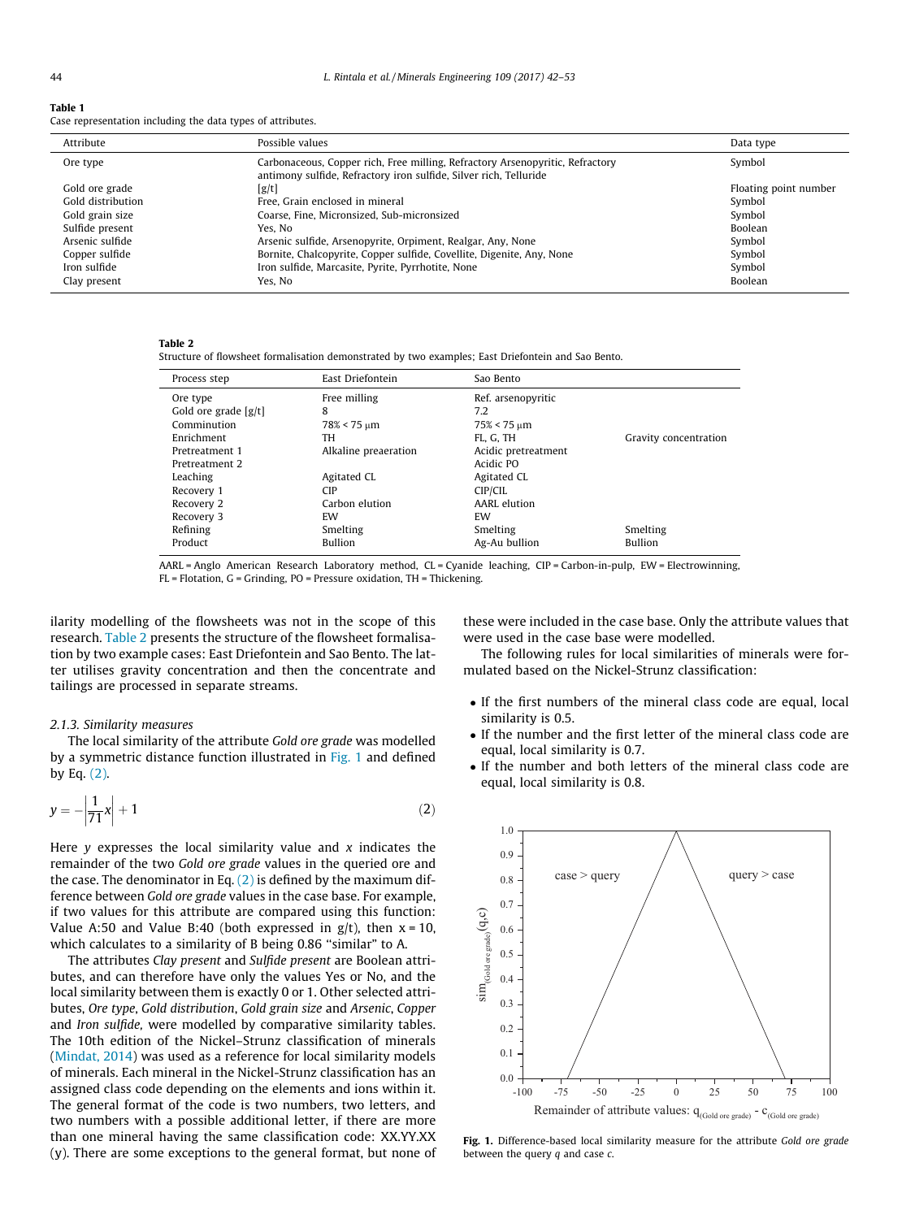**Table 1**
Case representation including the data types of attributes.

| Attribute | Possible values | Data type |
|---|---|---|
| Ore type | Carbonaceous, Copper rich, Free milling, Refractory Arsenopyritic, Refractory antimony sulfide, Refractory iron sulfide, Silver rich, Telluride | Symbol |
| Gold ore grade | [g/t] | Floating point number |
| Gold distribution | Free, Grain enclosed in mineral | Symbol |
| Gold grain size | Coarse, Fine, Micronized, Sub-micronsized | Symbol |
| Sulfide present | Yes, No | Boolean |
| Arsenic sulfide | Arsenic sulfide, Arsenopyrite, Orpiment, Realgar, Any, None | Symbol |
| Copper sulfide | Bornite, Chalcopyrite, Copper sulfide, Covellite, Digenite, Any, None | Symbol |
| Iron sulfide | Iron sulfide, Marcasite, Pyrite, Pyrrhotite, None | Symbol |
| Clay present | Yes, No | Boolean |

**Table 2**
Structure of flowsheet formalisation demonstrated by two examples; East Driefontein and Sao Bento.

| Process step | East Driefontein | Sao Bento | |
|---|---|---|---|
| Ore type | Free milling | Ref. arsenopyritic | |
| Gold ore grade [g/t] | 8 | 7.2 | |
| Comminution | 78% < 75 μm | 75% < 75 μm | |
| Enrichment | TH | FL, G, TH | Gravity concentration |
| Pretreatment 1 | Alkaline preaeration | Acidic pretreatment | |
| Pretreatment 2 | | Acidic PO | |
| Leaching | Agitated CL | Agitated CL | |
| Recovery 1 | CIP | CIP/CIL | |
| Recovery 2 | Carbon elution | AARL elution | |
| Recovery 3 | EW | EW | |
| Refining | Smelting | Smelting | Smelting |
| Product | Bullion | Ag-Au bullion | Bullion |

AARL = Anglo American Research Laboratory method, CL = Cyanide leaching, CIP = Carbon-in-pulp, EW = Electrowinning, FL = Flotation, G = Grinding, PO = Pressure oxidation, TH = Thickening.

ilarity modelling of the flowsheets was not in the scope of this research. Table 2 presents the structure of the flowsheet formalisation by two example cases: East Driefontein and Sao Bento. The latter utilises gravity concentration and then the concentrate and tailings are processed in separate streams.

### 2.1.3. Similarity measures

The local similarity of the attribute *Gold ore grade* was modelled by a symmetric distance function illustrated in Fig. 1 and defined by Eq. (2).

$$y = -\left|\frac{1}{71}x\right| + 1 \tag{2}$$

Here $y$ expresses the local similarity value and $x$ indicates the remainder of the two *Gold ore grade* values in the queried ore and the case. The denominator in Eq. (2) is defined by the maximum difference between *Gold ore grade* values in the case base. For example, if two values for this attribute are compared using this function: Value A:50 and Value B:40 (both expressed in g/t), then x = 10, which calculates to a similarity of B being 0.86 "similar" to A.

The attributes *Clay present* and *Sulfide present* are Boolean attributes, and can therefore have only the values Yes or No, and the local similarity between them is exactly 0 or 1. Other selected attributes, *Ore type*, *Gold distribution*, *Gold grain size* and *Arsenic*, *Copper* and *Iron sulfide*, were modelled by comparative similarity tables. The 10th edition of the Nickel–Strunz classification of minerals (Mindat, 2014) was used as a reference for local similarity models of minerals. Each mineral in the Nickel-Strunz classification has an assigned class code depending on the elements and ions within it. The general format of the code is two numbers, two letters, and two numbers with a possible additional letter, if there are more than one mineral having the same classification code: XX.YY.XX (y). There are some exceptions to the general format, but none of these were included in the case base. Only the attribute values that were used in the case base were modelled.

The following rules for local similarities of minerals were formulated based on the Nickel-Strunz classification:

- If the first numbers of the mineral class code are equal, local similarity is 0.5.
- If the number and the first letter of the mineral class code are equal, local similarity is 0.7.
- If the number and both letters of the mineral class code are equal, local similarity is 0.8.

**Fig. 1.** Difference-based local similarity measure for the attribute *Gold ore grade* between the query *q* and case *c*.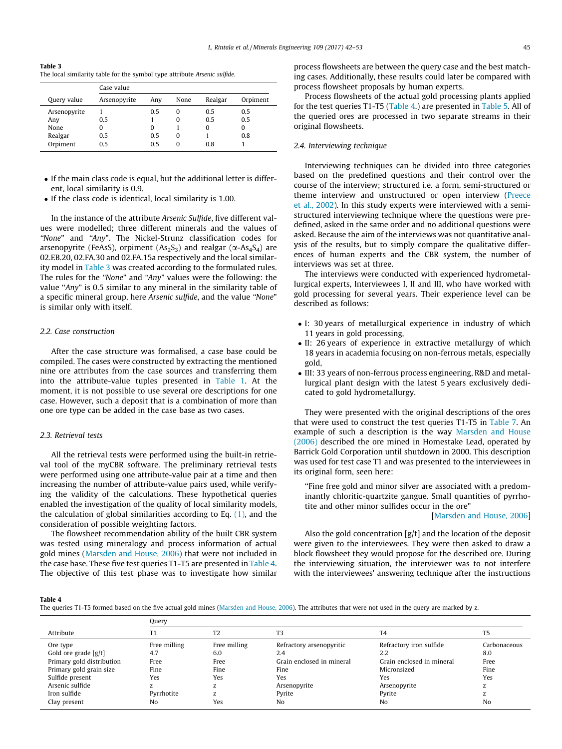**Table 3**
The local similarity table for the symbol type attribute *Arsenic sulfide*.

| Query value | Case value | | | | |
|---|---|---|---|---|---|
| | Arsenopyrite | Any | None | Realgar | Orpiment |
| Arsenopyrite | 1 | 0.5 | 0 | 0.5 | 0.5 |
| Any | 0.5 | 1 | 0 | 0.5 | 0.5 |
| None | 0 | 0 | 1 | 0 | 0 |
| Realgar | 0.5 | 0.5 | 0 | 1 | 0.8 |
| Orpiment | 0.5 | 0.5 | 0 | 0.8 | 1 |

- If the main class code is equal, but the additional letter is different, local similarity is 0.9.
- If the class code is identical, local similarity is 1.00.

In the instance of the attribute *Arsenic Sulfide*, five different values were modelled; three different minerals and the values of *"None"* and *"Any"*. The Nickel-Strunz classification codes for arsenopyrite (FeAsS), orpiment ($As_2S_3$) and realgar ($\alpha$-$As_4S_4$) are 02.EB.20, 02.FA.30 and 02.FA.15a respectively and the local similarity model in Table 3 was created according to the formulated rules. The rules for the *"None"* and *"Any"* values were the following: the value *"Any"* is 0.5 similar to any mineral in the similarity table of a specific mineral group, here *Arsenic sulfide*, and the value *"None"* is similar only with itself.

### 2.2. Case construction

After the case structure was formalised, a case base could be compiled. The cases were constructed by extracting the mentioned nine ore attributes from the case sources and transferring them into the attribute-value tuples presented in Table 1. At the moment, it is not possible to use several ore descriptions for one case. However, such a deposit that is a combination of more than one ore type can be added in the case base as two cases.

### 2.3. Retrieval tests

All the retrieval tests were performed using the built-in retrieval tool of the myCBR software. The preliminary retrieval tests were performed using one attribute-value pair at a time and then increasing the number of attribute-value pairs used, while verifying the validity of the calculations. These hypothetical queries enabled the investigation of the quality of local similarity models, the calculation of global similarities according to Eq. (1), and the consideration of possible weighting factors.

The flowsheet recommendation ability of the built CBR system was tested using mineralogy and process information of actual gold mines (Marsden and House, 2006) that were not included in the case base. These five test queries T1-T5 are presented in Table 4. The objective of this test phase was to investigate how similar process flowsheets are between the query case and the best matching cases. Additionally, these results could later be compared with process flowsheet proposals by human experts.

Process flowsheets of the actual gold processing plants applied for the test queries T1-T5 (Table 4.) are presented in Table 5. All of the queried ores are processed in two separate streams in their original flowsheets.

### 2.4. Interviewing technique

Interviewing techniques can be divided into three categories based on the predefined questions and their control over the course of the interview; structured i.e. a form, semi-structured or theme interview and unstructured or open interview (Preece et al., 2002). In this study experts were interviewed with a semi-structured interviewing technique where the questions were predefined, asked in the same order and no additional questions were asked. Because the aim of the interviews was not quantitative analysis of the results, but to simply compare the qualitative differences of human experts and the CBR system, the number of interviews was set at three.

The interviews were conducted with experienced hydrometallurgical experts, Interviewees I, II and III, who have worked with gold processing for several years. Their experience level can be described as follows:

- I: 30 years of metallurgical experience in industry of which 11 years in gold processing,
- II: 26 years of experience in extractive metallurgy of which 18 years in academia focusing on non-ferrous metals, especially gold,
- III: 33 years of non-ferrous process engineering, R&D and metallurgical plant design with the latest 5 years exclusively dedicated to gold hydrometallurgy.

They were presented with the original descriptions of the ores that were used to construct the test queries T1-T5 in Table 7. An example of such a description is the way Marsden and House (2006) described the ore mined in Homestake Lead, operated by Barrick Gold Corporation until shutdown in 2000. This description was used for test case T1 and was presented to the interviewees in its original form, seen here:

> "Fine free gold and minor silver are associated with a predominantly chloritic-quartzite gangue. Small quantities of pyrrhotite and other minor sulfides occur in the ore"
>
> [Marsden and House, 2006]

Also the gold concentration [g/t] and the location of the deposit were given to the interviewees. They were then asked to draw a block flowsheet they would propose for the described ore. During the interviewing situation, the interviewer was to not interfere with the interviewees' answering technique after the instructions

**Table 4**
The queries T1-T5 formed based on the five actual gold mines (Marsden and House, 2006). The attributes that were not used in the query are marked by z.

| Attribute | Query | | | | |
|---|---|---|---|---|---|
| | T1 | T2 | T3 | T4 | T5 |
| Ore type | Free milling | Free milling | Refractory arsenopyritic | Refractory iron sulfide | Carbonaceous |
| Gold ore grade [g/t] | 4.7 | 6.0 | 2.4 | 2.2 | 8.0 |
| Primary gold distribution | Free | Free | Grain enclosed in mineral | Grain enclosed in mineral | Free |
| Primary gold grain size | Fine | Fine | Fine | Micronsized | Fine |
| Sulfide present | Yes | Yes | Yes | Yes | Yes |
| Arsenic sulfide | z | z | Arsenopyrite | Arsenopyrite | z |
| Iron sulfide | Pyrrhotite | z | Pyrite | Pyrite | z |
| Clay present | No | Yes | No | No | No |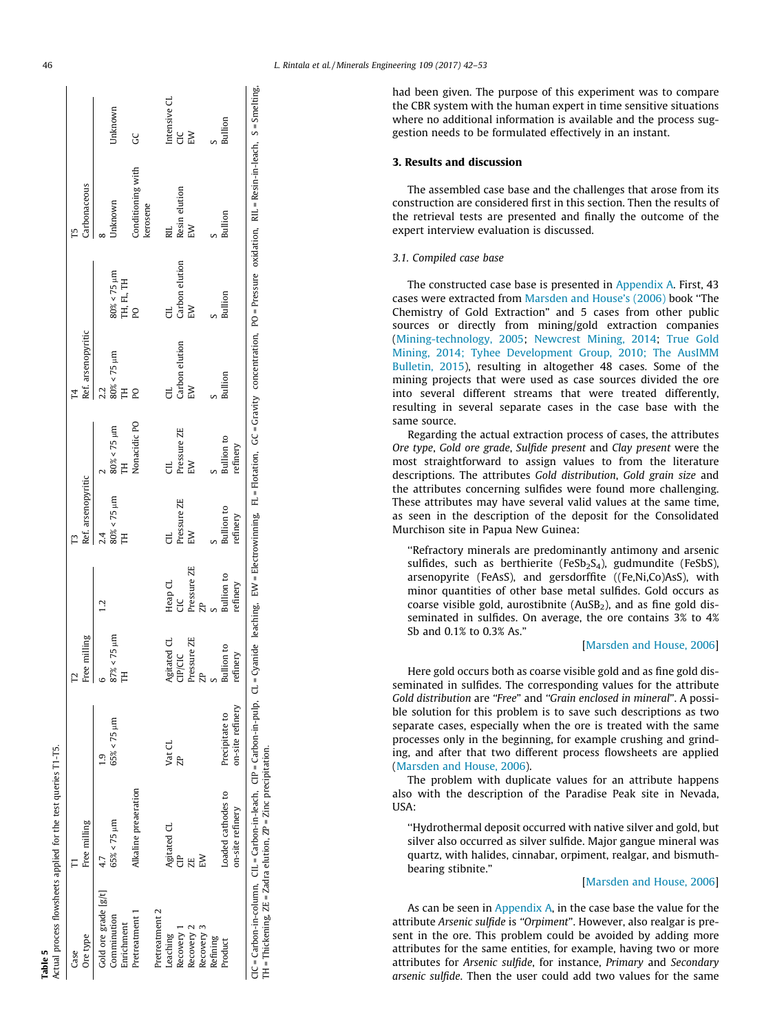**Table 5**
Actual process flowsheets applied for the test queries T1-T5.

| Case | T1 | | T2 | | T3 | | T4 | | T5 | |
|---|---|---|---|---|---|---|---|---|---|---|
| Ore type | Free milling | | Free milling | | Ref. arsenopyritic | | Ref. arsenopyritic | | Carbonaceous | |
| Gold ore grade [g/t] | 4.7 | 1.9 | 6 | 1.2 | 2.4 | 2 | 2.2 | | 8 | Unknown |
| Comminution | 65% < 75 µm | 65% < 75 µm | 87% < 75 µm | | 80% < 75 µm | 80% < 75 µm | 80% < 75 µm | 80% < 75 µm | Unknown | |
| Enrichment | | | TH | | TH | TH | TH | TH, FL, TH | | |
| Pretreatment 1 | Alkaline preaeration | | | | | Nonacidic PO | PO | PO | Conditioning with kerosene | GC |
| Pretreatment 2 | | | | | | | | | | |
| Leaching | Agitated CL | Vat CL | Agitated CL | Heap CL | CIL | CIL | CIL | CIL | RIL | Intensive CL |
| Recovery 1 | CIP | ZP | CIP/CIC | CIC | Pressure ZE | Pressure ZE | Carbon elution | Carbon elution | Resin elution | CIC |
| Recovery 2 | ZE | | Pressure ZE | Pressure ZE | EW | EW | EW | EW | EW | EW |
| Recovery 3 | EW | | ZP | ZP | | | | | | |
| Refining | | | S | S | S | S | S | S | S | S |
| Product | Loaded cathodes to on-site refinery | Precipitate to on-site refinery | Bullion to refinery | Bullion to refinery | Bullion to refinery | Bullion to refinery | Bullion | Bullion | Bullion | Bullion |

CIC = Carbon-in-column, CIL = Carbon-in-leach, CIP = Carbon-in-pulp, CL = Cyanide leaching, EW = Electrowinning, FL = Flotation, GC = Gravity concentration, PO = Pressure oxidation, RIL = Resin-in-leach, S = Smelting, TH = Thickening, ZE = Zadra elution, ZP = Zinc precipitation.

had been given. The purpose of this experiment was to compare the CBR system with the human expert in time sensitive situations where no additional information is available and the process suggestion needs to be formulated effectively in an instant.

## 3. Results and discussion

The assembled case base and the challenges that arose from its construction are considered first in this section. Then the results of the retrieval tests are presented and finally the outcome of the expert interview evaluation is discussed.

### 3.1. Compiled case base

The constructed case base is presented in Appendix A. First, 43 cases were extracted from Marsden and House's (2006) book "The Chemistry of Gold Extraction" and 5 cases from other public sources or directly from mining/gold extraction companies (Mining-technology, 2005; Newcrest Mining, 2014; True Gold Mining, 2014; Tyhee Development Group, 2010; The AusIMM Bulletin, 2015), resulting in altogether 48 cases. Some of the mining projects that were used as case sources divided the ore into several different streams that were treated differently, resulting in several separate cases in the case base with the same source.

Regarding the actual extraction process of cases, the attributes *Ore type*, *Gold ore grade*, *Sulfide present* and *Clay present* were the most straightforward to assign values to from the literature descriptions. The attributes *Gold distribution*, *Gold grain size* and the attributes concerning sulfides were found more challenging. These attributes may have several valid values at the same time, as seen in the description of the deposit for the Consolidated Murchison site in Papua New Guinea:

> "Refractory minerals are predominantly antimony and arsenic sulfides, such as berthierite ($FeSb_2S_4$), gudmundite (FeSbS), arsenopyrite (FeAsS), and gersdorffite ((Fe,Ni,Co)AsS), with minor quantities of other base metal sulfides. Gold occurs as coarse visible gold, aurostibnite ($AuSB_2$), and as fine gold disseminated in sulfides. On average, the ore contains 3% to 4% Sb and 0.1% to 0.3% As."
>
> [Marsden and House, 2006]

Here gold occurs both as coarse visible gold and as fine gold disseminated in sulfides. The corresponding values for the attribute *Gold distribution* are "*Free*" and "*Grain enclosed in mineral*". A possible solution for this problem is to save such descriptions as two separate cases, especially when the ore is treated with the same processes only in the beginning, for example crushing and grinding, and after that two different process flowsheets are applied (Marsden and House, 2006).

The problem with duplicate values for an attribute happens also with the description of the Paradise Peak site in Nevada, USA:

> "Hydrothermal deposit occurred with native silver and gold, but silver also occurred as silver sulfide. Major gangue mineral was quartz, with halides, cinnabar, orpiment, realgar, and bismuth-bearing stibnite."
>
> [Marsden and House, 2006]

As can be seen in Appendix A, in the case base the value for the attribute *Arsenic sulfide* is "*Orpiment*". However, also realgar is present in the ore. This problem could be avoided by adding more attributes for the same entities, for instance, having two or more attributes for *Arsenic sulfide*, for instance, *Primary* and *Secondary arsenic sulfide*. Then the user could add two values for the same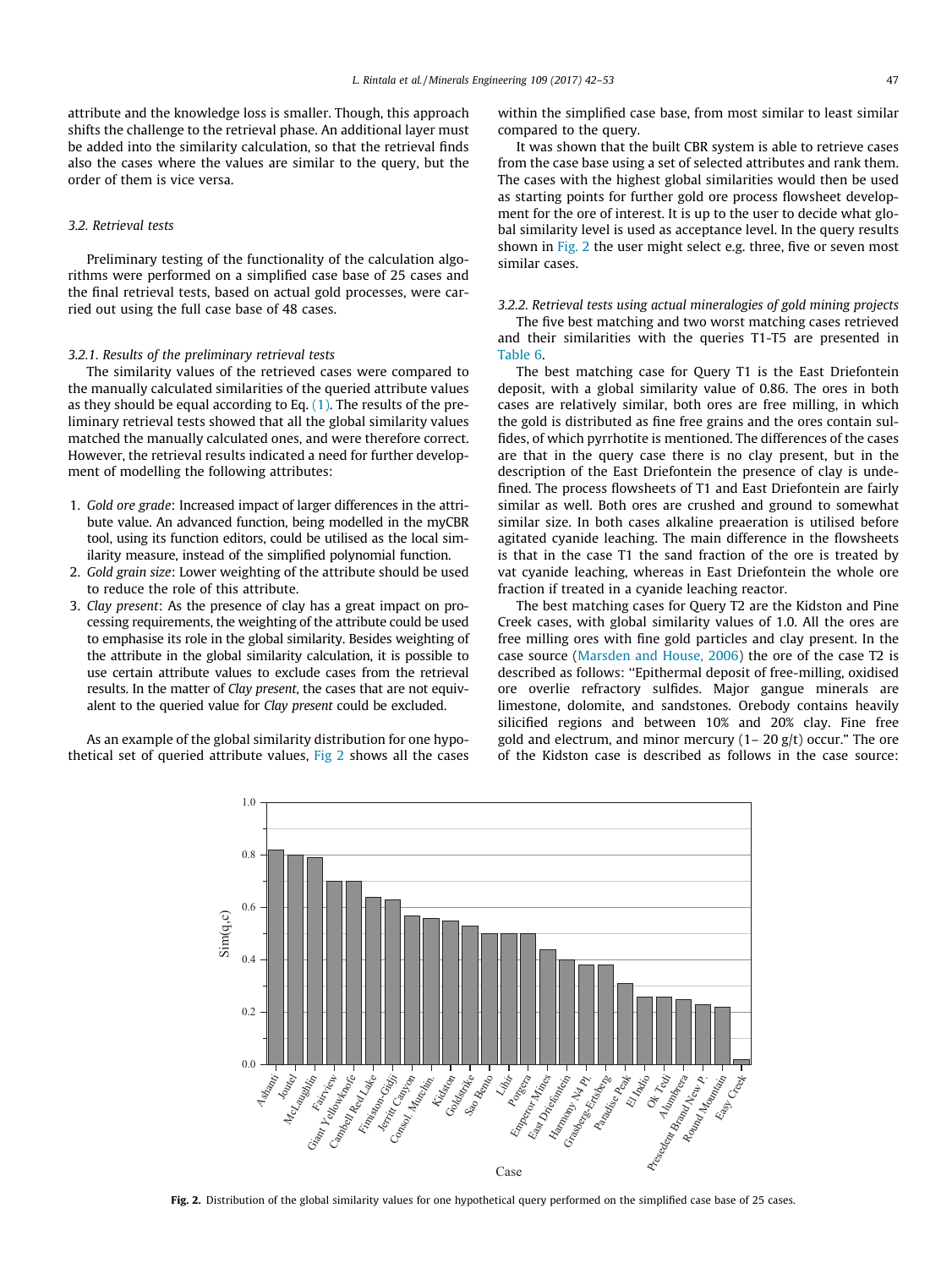attribute and the knowledge loss is smaller. Though, this approach shifts the challenge to the retrieval phase. An additional layer must be added into the similarity calculation, so that the retrieval finds also the cases where the values are similar to the query, but the order of them is vice versa.

### 3.2. Retrieval tests

Preliminary testing of the functionality of the calculation algorithms were performed on a simplified case base of 25 cases and the final retrieval tests, based on actual gold processes, were carried out using the full case base of 48 cases.

#### 3.2.1. Results of the preliminary retrieval tests

The similarity values of the retrieved cases were compared to the manually calculated similarities of the queried attribute values as they should be equal according to Eq. (1). The results of the preliminary retrieval tests showed that all the global similarity values matched the manually calculated ones, and were therefore correct. However, the retrieval results indicated a need for further development of modelling the following attributes:

1. *Gold ore grade*: Increased impact of larger differences in the attribute value. An advanced function, being modelled in the myCBR tool, using its function editors, could be utilised as the local similarity measure, instead of the simplified polynomial function.
2. *Gold grain size*: Lower weighting of the attribute should be used to reduce the role of this attribute.
3. *Clay present*: As the presence of clay has a great impact on processing requirements, the weighting of the attribute could be used to emphasise its role in the global similarity. Besides weighting of the attribute in the global similarity calculation, it is possible to use certain attribute values to exclude cases from the retrieval results. In the matter of *Clay present*, the cases that are not equivalent to the queried value for *Clay present* could be excluded.

As an example of the global similarity distribution for one hypothetical set of queried attribute values, Fig 2 shows all the cases within the simplified case base, from most similar to least similar compared to the query.

It was shown that the built CBR system is able to retrieve cases from the case base using a set of selected attributes and rank them. The cases with the highest global similarities would then be used as starting points for further gold ore process flowsheet development for the ore of interest. It is up to the user to decide what global similarity level is used as acceptance level. In the query results shown in Fig. 2 the user might select e.g. three, five or seven most similar cases.

#### 3.2.2. Retrieval tests using actual mineralogies of gold mining projects

The five best matching and two worst matching cases retrieved and their similarities with the queries T1-T5 are presented in Table 6.

The best matching case for Query T1 is the East Driefontein deposit, with a global similarity value of 0.86. The ores in both cases are relatively similar, both ores are free milling, in which the gold is distributed as fine free grains and the ores contain sulfides, of which pyrrhotite is mentioned. The differences of the cases are that in the query case there is no clay present, but in the description of the East Driefontein the presence of clay is undefined. The process flowsheets of T1 and East Driefontein are fairly similar as well. Both ores are crushed and ground to somewhat similar size. In both cases alkaline preaeration is utilised before agitated cyanide leaching. The main difference in the flowsheets is that in the case T1 the sand fraction of the ore is treated by vat cyanide leaching, whereas in East Driefontein the whole ore fraction if treated in a cyanide leaching reactor.

The best matching cases for Query T2 are the Kidston and Pine Creek cases, with global similarity values of 1.0. All the ores are free milling ores with fine gold particles and clay present. In the case source (Marsden and House, 2006) the ore of the case T2 is described as follows: "Epithermal deposit of free-milling, oxidised ore overlie refractory sulfides. Major gangue minerals are limestone, dolomite, and sandstones. Orebody contains heavily silicified regions and between 10% and 20% clay. Fine free gold and electrum, and minor mercury (1– 20 g/t) occur." The ore of the Kidston case is described as follows in the case source:

Sim(q,c)
1.0
0.8
0.6
0.4
0.2
0.0
Ashanti
Joutel
McLaughlin
Fairview
Giant Yellowknife
Cambell Red Lake
Fimiston-Gidji
Jerritt Canyon
Consol. Murchin.
Kidston
Goldstrike
Sao Bento
Lihir
Porgera
Emperor Mines
East Driefontein
Harmony N4 Pl.
Grasberg-Ertsberg
Paradise Peak
El Indio
Ok Tedi
Alumbrera
Presedent Brand New P.
Round Mountain
Easy Creek
Case

**Fig. 2.** Distribution of the global similarity values for one hypothetical query performed on the simplified case base of 25 cases.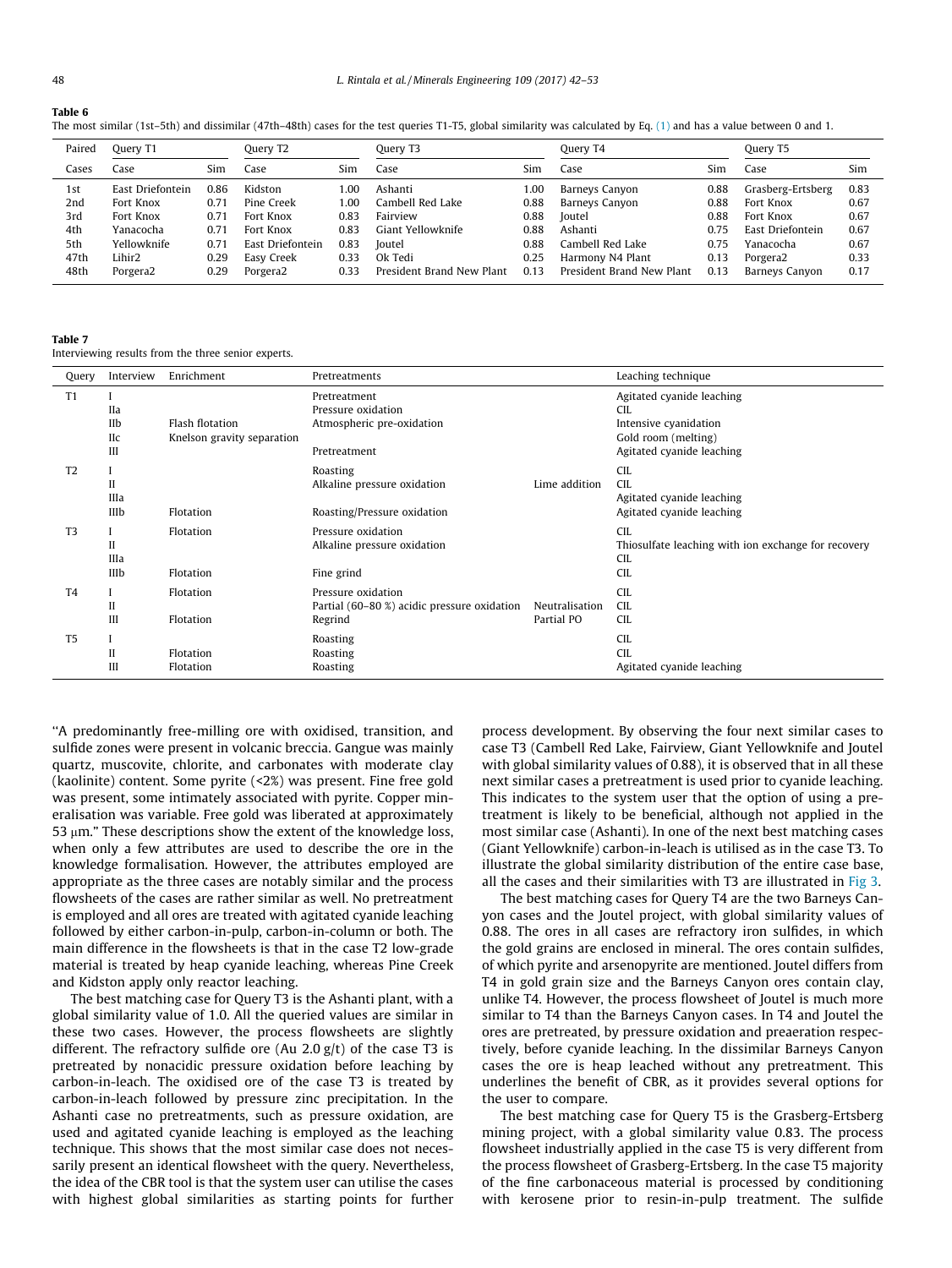**Table 6**
The most similar (1st–5th) and dissimilar (47th–48th) cases for the test queries T1-T5, global similarity was calculated by Eq. (1) and has a value between 0 and 1.

| Paired | Query T1 | | Query T2 | | Query T3 | | Query T4 | | Query T5 | |
|---|---|---|---|---|---|---|---|---|---|---|
| Cases | Case | Sim | Case | Sim | Case | Sim | Case | Sim | Case | Sim |
| 1st | East Driefontein | 0.86 | Kidston | 1.00 | Ashanti | 1.00 | Barneys Canyon | 0.88 | Grasberg-Ertsberg | 0.83 |
| 2nd | Fort Knox | 0.71 | Pine Creek | 1.00 | Cambell Red Lake | 0.88 | Barneys Canyon | 0.88 | Fort Knox | 0.67 |
| 3rd | Fort Knox | 0.71 | Fort Knox | 0.83 | Fairview | 0.88 | Joutel | 0.88 | Fort Knox | 0.67 |
| 4th | Yanacocha | 0.71 | Fort Knox | 0.83 | Giant Yellowknife | 0.88 | Ashanti | 0.75 | East Driefontein | 0.67 |
| 5th | Yellowknife | 0.71 | East Driefontein | 0.83 | Joutel | 0.88 | Cambell Red Lake | 0.75 | Yanacocha | 0.67 |
| 47th | Lihir2 | 0.29 | Easy Creek | 0.33 | Ok Tedi | 0.25 | Harmony N4 Plant | 0.13 | Porgera2 | 0.33 |
| 48th | Porgera2 | 0.29 | Porgera2 | 0.33 | President Brand New Plant | 0.13 | President Brand New Plant | 0.13 | Barneys Canyon | 0.17 |

**Table 7**
Interviewing results from the three senior experts.

| Query | Interview | Enrichment | Pretreatments | | Leaching technique |
|---|---|---|---|---|---|
| T1 | I | | Pretreatment | | Agitated cyanide leaching |
| | IIa | | Pressure oxidation | | CIL |
| | IIb | Flash flotation | Atmospheric pre-oxidation | | Intensive cyanidation |
| | IIc | Knelson gravity separation | | | Gold room (melting) |
| | III | | Pretreatment | | Agitated cyanide leaching |
| T2 | I | | Roasting | | CIL |
| | II | | Alkaline pressure oxidation | Lime addition | CIL |
| | IIIa | | | | Agitated cyanide leaching |
| | IIIb | Flotation | Roasting/Pressure oxidation | | Agitated cyanide leaching |
| T3 | I | Flotation | Pressure oxidation | | CIL |
| | II | | Alkaline pressure oxidation | | Thiosulfate leaching with ion exchange for recovery |
| | IIIa | | | | CIL |
| | IIIb | Flotation | Fine grind | | CIL |
| T4 | I | Flotation | Pressure oxidation | | CIL |
| | II | | Partial (60–80 %) acidic pressure oxidation | Neutralisation | CIL |
| | III | Flotation | Regrind | Partial PO | CIL |
| T5 | I | | Roasting | | CIL |
| | II | Flotation | Roasting | | CIL |
| | III | Flotation | Roasting | | Agitated cyanide leaching |

"A predominantly free-milling ore with oxidised, transition, and sulfide zones were present in volcanic breccia. Gangue was mainly quartz, muscovite, chlorite, and carbonates with moderate clay (kaolinite) content. Some pyrite (<2%) was present. Fine free gold was present, some intimately associated with pyrite. Copper mineralisation was variable. Free gold was liberated at approximately 53 μm." These descriptions show the extent of the knowledge loss, when only a few attributes are used to describe the ore in the knowledge formalisation. However, the attributes employed are appropriate as the three cases are notably similar and the process flowsheets of the cases are rather similar as well. No pretreatment is employed and all ores are treated with agitated cyanide leaching followed by either carbon-in-pulp, carbon-in-column or both. The main difference in the flowsheets is that in the case T2 low-grade material is treated by heap cyanide leaching, whereas Pine Creek and Kidston apply only reactor leaching.

The best matching case for Query T3 is the Ashanti plant, with a global similarity value of 1.0. All the queried values are similar in these two cases. However, the process flowsheets are slightly different. The refractory sulfide ore (Au 2.0 g/t) of the case T3 is pretreated by nonacidic pressure oxidation before leaching by carbon-in-leach. The oxidised ore of the case T3 is treated by carbon-in-leach followed by pressure zinc precipitation. In the Ashanti case no pretreatments, such as pressure oxidation, are used and agitated cyanide leaching is employed as the leaching technique. This shows that the most similar case does not necessarily present an identical flowsheet with the query. Nevertheless, the idea of the CBR tool is that the system user can utilise the cases with highest global similarities as starting points for further process development. By observing the four next similar cases to case T3 (Cambell Red Lake, Fairview, Giant Yellowknife and Joutel with global similarity values of 0.88), it is observed that in all these next similar cases a pretreatment is used prior to cyanide leaching. This indicates to the system user that the option of using a pretreatment is likely to be beneficial, although not applied in the most similar case (Ashanti). In one of the next best matching cases (Giant Yellowknife) carbon-in-leach is utilised as in the case T3. To illustrate the global similarity distribution of the entire case base, all the cases and their similarities with T3 are illustrated in Fig 3.

The best matching cases for Query T4 are the two Barneys Canyon cases and the Joutel project, with global similarity values of 0.88. The ores in all cases are refractory iron sulfides, in which the gold grains are enclosed in mineral. The ores contain sulfides, of which pyrite and arsenopyrite are mentioned. Joutel differs from T4 in gold grain size and the Barneys Canyon ores contain clay, unlike T4. However, the process flowsheet of Joutel is much more similar to T4 than the Barneys Canyon cases. In T4 and Joutel the ores are pretreated, by pressure oxidation and preaeration respectively, before cyanide leaching. In the dissimilar Barneys Canyon cases the ore is heap leached without any pretreatment. This underlines the benefit of CBR, as it provides several options for the user to compare.

The best matching case for Query T5 is the Grasberg-Ertsberg mining project, with a global similarity value 0.83. The process flowsheet industrially applied in the case T5 is very different from the process flowsheet of Grasberg-Ertsberg. In the case T5 majority of the fine carbonaceous material is processed by conditioning with kerosene prior to resin-in-pulp treatment. The sulfide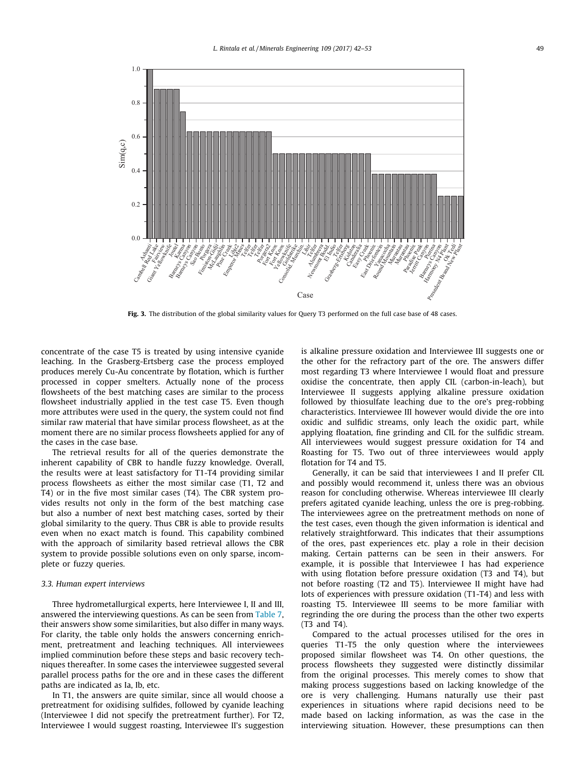Fig. 3. The distribution of the global similarity values for Query T3 performed on the full case base of 48 cases.

concentrate of the case T5 is treated by using intensive cyanide leaching. In the Grasberg-Ertsberg case the process employed produces merely Cu-Au concentrate by flotation, which is further processed in copper smelters. Actually none of the process flowsheets of the best matching cases are similar to the process flowsheet industrially applied in the test case T5. Even though more attributes were used in the query, the system could not find similar raw material that have similar process flowsheet, as at the moment there are no similar process flowsheets applied for any of the cases in the case base.

The retrieval results for all of the queries demonstrate the inherent capability of CBR to handle fuzzy knowledge. Overall, the results were at least satisfactory for T1-T4 providing similar process flowsheets as either the most similar case (T1, T2 and T4) or in the five most similar cases (T4). The CBR system provides results not only in the form of the best matching case but also a number of next best matching cases, sorted by their global similarity to the query. Thus CBR is able to provide results even when no exact match is found. This capability combined with the approach of similarity based retrieval allows the CBR system to provide possible solutions even on only sparse, incomplete or fuzzy queries.

### 3.3. Human expert interviews

Three hydrometallurgical experts, here Interviewee I, II and III, answered the interviewing questions. As can be seen from Table 7, their answers show some similarities, but also differ in many ways. For clarity, the table only holds the answers concerning enrichment, pretreatment and leaching techniques. All interviewees implied comminution before these steps and basic recovery techniques thereafter. In some cases the interviewee suggested several parallel process paths for the ore and in these cases the different paths are indicated as Ia, Ib, etc.

In T1, the answers are quite similar, since all would choose a pretreatment for oxidising sulfides, followed by cyanide leaching (Interviewee I did not specify the pretreatment further). For T2, Interviewee I would suggest roasting, Interviewee II's suggestion is alkaline pressure oxidation and Interviewee III suggests one or the other for the refractory part of the ore. The answers differ most regarding T3 where Interviewee I would float and pressure oxidise the concentrate, then apply CIL (carbon-in-leach), but Interviewee II suggests applying alkaline pressure oxidation followed by thiosulfate leaching due to the ore's preg-robbing characteristics. Interviewee III however would divide the ore into oxidic and sulfidic streams, only leach the oxidic part, while applying floatation, fine grinding and CIL for the sulfidic stream. All interviewees would suggest pressure oxidation for T4 and Roasting for T5. Two out of three interviewees would apply flotation for T4 and T5.

Generally, it can be said that interviewees I and II prefer CIL and possibly would recommend it, unless there was an obvious reason for concluding otherwise. Whereas interviewee III clearly prefers agitated cyanide leaching, unless the ore is preg-robbing. The interviewees agree on the pretreatment methods on none of the test cases, even though the given information is identical and relatively straightforward. This indicates that their assumptions of the ores, past experiences etc. play a role in their decision making. Certain patterns can be seen in their answers. For example, it is possible that Interviewee I has had experience with using flotation before pressure oxidation (T3 and T4), but not before roasting (T2 and T5). Interviewee II might have had lots of experiences with pressure oxidation (T1-T4) and less with roasting T5. Interviewee III seems to be more familiar with regrinding the ore during the process than the other two experts (T3 and T4).

Compared to the actual processes utilised for the ores in queries T1-T5 the only question where the interviewees proposed similar flowsheet was T4. On other questions, the process flowsheets they suggested were distinctly dissimilar from the original processes. This merely comes to show that making process suggestions based on lacking knowledge of the ore is very challenging. Humans naturally use their past experiences in situations where rapid decisions need to be made based on lacking information, as was the case in the interviewing situation. However, these presumptions can then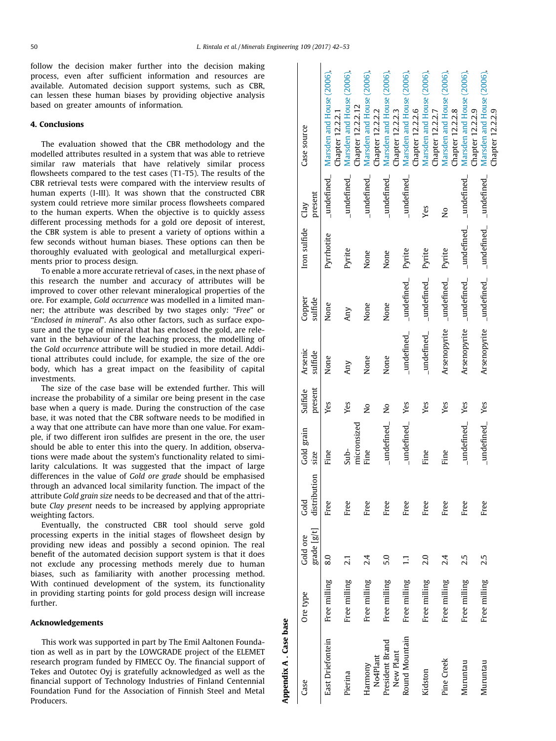follow the decision maker further into the decision making process, even after sufficient information and resources are available. Automated decision support systems, such as CBR, can lessen these human biases by providing objective analysis based on greater amounts of information.

## 4. Conclusions

The evaluation showed that the CBR methodology and the modelled attributes resulted in a system that was able to retrieve similar raw materials that have relatively similar process flowsheets compared to the test cases (T1-T5). The results of the CBR retrieval tests were compared with the interview results of human experts (I-III). It was shown that the constructed CBR system could retrieve more similar process flowsheets compared to the human experts. When the objective is to quickly assess different processing methods for a gold ore deposit of interest, the CBR system is able to present a variety of options within a few seconds without human biases. These options can then be thoroughly evaluated with geological and metallurgical experiments prior to process design.

To enable a more accurate retrieval of cases, in the next phase of this research the number and accuracy of attributes will be improved to cover other relevant mineralogical properties of the ore. For example, *Gold occurrence* was modelled in a limited manner; the attribute was described by two stages only: "*Free*" or "*Enclosed in mineral*". As also other factors, such as surface exposure and the type of mineral that has enclosed the gold, are relevant in the behaviour of the leaching process, the modelling of the *Gold occurrence* attribute will be studied in more detail. Additional attributes could include, for example, the size of the ore body, which has a great impact on the feasibility of capital investments.

The size of the case base will be extended further. This will increase the probability of a similar ore being present in the case base when a query is made. During the construction of the case base, it was noted that the CBR software needs to be modified in a way that one attribute can have more than one value. For example, if two different iron sulfides are present in the ore, the user should be able to enter this into the query. In addition, observations were made about the system's functionality related to similarity calculations. It was suggested that the impact of large differences in the value of *Gold ore grade* should be emphasised through an advanced local similarity function. The impact of the attribute *Gold grain size* needs to be decreased and that of the attribute *Clay present* needs to be increased by applying appropriate weighting factors.

Eventually, the constructed CBR tool should serve gold processing experts in the initial stages of flowsheet design by providing new ideas and possibly a second opinion. The real benefit of the automated decision support system is that it does not exclude any processing methods merely due to human biases, such as familiarity with another processing method. With continued development of the system, its functionality in providing starting points for gold process design will increase further.

## Acknowledgements

This work was supported in part by The Emil Aaltonen Foundation as well as in part by the LOWGRADE project of the ELEMET research program funded by FIMECC Oy. The financial support of Tekes and Outotec Oyj is gratefully acknowledged as well as the financial support of Technology Industries of Finland Centennial Foundation Fund for the Association of Finnish Steel and Metal Producers.

## Appendix A. Case base

| Case | Ore type | Gold ore grade [g/t] | Gold distribution | Gold grain size | Sulfide present | Arsenic sulfide | Copper sulfide | Iron sulfide | Clay present | Case source |
|---|---|---|---|---|---|---|---|---|---|---|
| East Driefontein | Free milling | 8.0 | Free | Fine | Yes | None | None | Pyrrhotite | _undefined_ | Marsden and House (2006), Chapter 12.2.2.1 |
| Pierina | Free milling | 2.1 | Free | Sub-micronsized | Yes | Any | Any | Pyrite | _undefined_ | Marsden and House (2006), Chapter 12.2.2.12 |
| Harmony No4Plant | Free milling | 2.4 | Free | Fine | No | None | None | None | _undefined_ | Marsden and House (2006), Chapter 12.2.2.2 |
| President Brand New Plant | Free milling | 5.0 | Free | _undefined_ | No | None | None | None | _undefined_ | Marsden and House (2006), Chapter 12.2.2.3 |
| Round Mountain | Free milling | 1.1 | Free | _undefined_ | Yes | _undefined_ | _undefined_ | Pyrite | _undefined_ | Marsden and House (2006), Chapter 12.2.2.6 |
| Kidston | Free milling | 2.0 | Free | Fine | Yes | _undefined_ | _undefined_ | Pyrite | Yes | Marsden and House (2006), Chapter 12.2.2.7 |
| Pine Creek | Free milling | 2.4 | Free | Fine | Yes | Arsenopyrite | _undefined_ | Pyrite | No | Marsden and House (2006), Chapter 12.2.2.8 |
| Muruntau | Free milling | 2.5 | Free | _undefined_ | Yes | Arsenopyrite | _undefined_ | _undefined_ | _undefined_ | Marsden and House (2006), Chapter 12.2.2.9 |
| Muruntau | Free milling | 2.5 | Free | _undefined_ | Yes | Arsenopyrite | _undefined_ | _undefined_ | _undefined_ | Marsden and House (2006), Chapter 12.2.2.9 |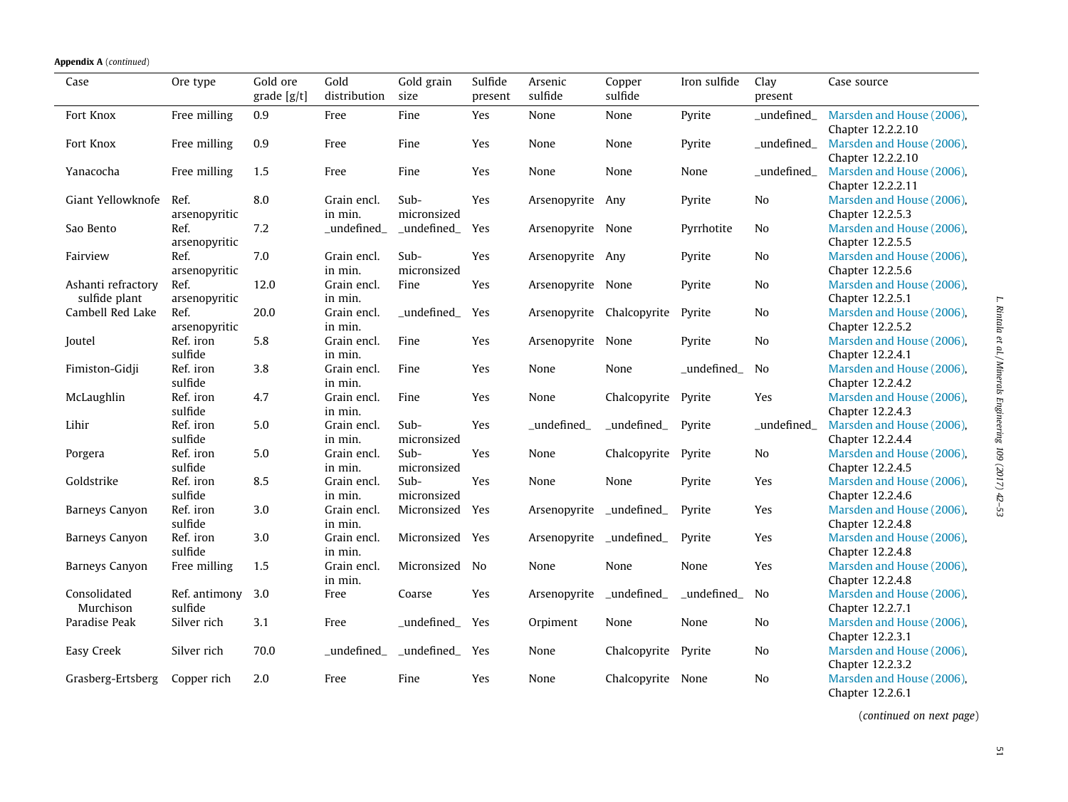**Appendix A** (*continued*)

| Case | Ore type | Gold ore grade [g/t] | Gold distribution | Gold grain size | Sulfide present | Arsenic sulfide | Copper sulfide | Iron sulfide | Clay present | Case source |
|---|---|---|---|---|---|---|---|---|---|---|
| Fort Knox | Free milling | 0.9 | Free | Fine | Yes | None | None | Pyrite | _undefined_ | Marsden and House (2006), Chapter 12.2.2.10 |
| Fort Knox | Free milling | 0.9 | Free | Fine | Yes | None | None | Pyrite | _undefined_ | Marsden and House (2006), Chapter 12.2.2.10 |
| Yanacocha | Free milling | 1.5 | Free | Fine | Yes | None | None | None | _undefined_ | Marsden and House (2006), Chapter 12.2.2.11 |
| Giant Yellowknife | Ref. arsenopyritic | 8.0 | Grain encl. in min. | Sub-micronsized | Yes | Arsenopyrite | Any | Pyrite | No | Marsden and House (2006), Chapter 12.2.5.3 |
| Sao Bento | Ref. arsenopyritic | 7.2 | _undefined_ | _undefined_ | Yes | Arsenopyrite | None | Pyrrhotite | No | Marsden and House (2006), Chapter 12.2.5.5 |
| Fairview | Ref. arsenopyritic | 7.0 | Grain encl. in min. | Sub-micronsized | Yes | Arsenopyrite | Any | Pyrite | No | Marsden and House (2006), Chapter 12.2.5.6 |
| Ashanti refractory sulfide plant | Ref. arsenopyritic | 12.0 | Grain encl. in min. | Fine | Yes | Arsenopyrite | None | Pyrite | No | Marsden and House (2006), Chapter 12.2.5.1 |
| Cambell Red Lake | Ref. arsenopyritic | 20.0 | Grain encl. in min. | _undefined_ | Yes | Arsenopyrite | Chalcopyrite | Pyrite | No | Marsden and House (2006), Chapter 12.2.5.2 |
| Joutel | Ref. iron sulfide | 5.8 | Grain encl. in min. | Fine | Yes | Arsenopyrite | None | Pyrite | No | Marsden and House (2006), Chapter 12.2.4.1 |
| Fimiston-Gidji | Ref. iron sulfide | 3.8 | Grain encl. in min. | Fine | Yes | None | None | _undefined_ | No | Marsden and House (2006), Chapter 12.2.4.2 |
| McLaughlin | Ref. iron sulfide | 4.7 | Grain encl. in min. | Fine | Yes | None | Chalcopyrite | Pyrite | Yes | Marsden and House (2006), Chapter 12.2.4.3 |
| Lihir | Ref. iron sulfide | 5.0 | Grain encl. in min. | Sub-micronsized | Yes | _undefined_ | _undefined_ | Pyrite | _undefined_ | Marsden and House (2006), Chapter 12.2.4.4 |
| Porgera | Ref. iron sulfide | 5.0 | Grain encl. in min. | Sub-micronsized | Yes | None | Chalcopyrite | Pyrite | No | Marsden and House (2006), Chapter 12.2.4.5 |
| Goldstrike | Ref. iron sulfide | 8.5 | Grain encl. in min. | Sub-micronsized | Yes | None | None | Pyrite | Yes | Marsden and House (2006), Chapter 12.2.4.6 |
| Barneys Canyon | Ref. iron sulfide | 3.0 | Grain encl. in min. | Micronsized | Yes | Arsenopyrite | _undefined_ | Pyrite | Yes | Marsden and House (2006), Chapter 12.2.4.8 |
| Barneys Canyon | Ref. iron sulfide | 3.0 | Grain encl. in min. | Micronsized | Yes | Arsenopyrite | _undefined_ | Pyrite | Yes | Marsden and House (2006), Chapter 12.2.4.8 |
| Barneys Canyon | Free milling | 1.5 | Grain encl. in min. | Micronsized | No | None | None | None | Yes | Marsden and House (2006), Chapter 12.2.4.8 |
| Consolidated Murchison | Ref. antimony sulfide | 3.0 | Free | Coarse | Yes | Arsenopyrite | _undefined_ | _undefined_ | No | Marsden and House (2006), Chapter 12.2.7.1 |
| Paradise Peak | Silver rich | 3.1 | Free | _undefined_ | Yes | Orpiment | None | None | No | Marsden and House (2006), Chapter 12.2.3.1 |
| Easy Creek | Silver rich | 70.0 | _undefined_ | _undefined_ | Yes | None | Chalcopyrite | Pyrite | No | Marsden and House (2006), Chapter 12.2.3.2 |
| Grasberg-Ertsberg | Copper rich | 2.0 | Free | Fine | Yes | None | Chalcopyrite | None | No | Marsden and House (2006), Chapter 12.2.6.1 |

(*continued on next page*)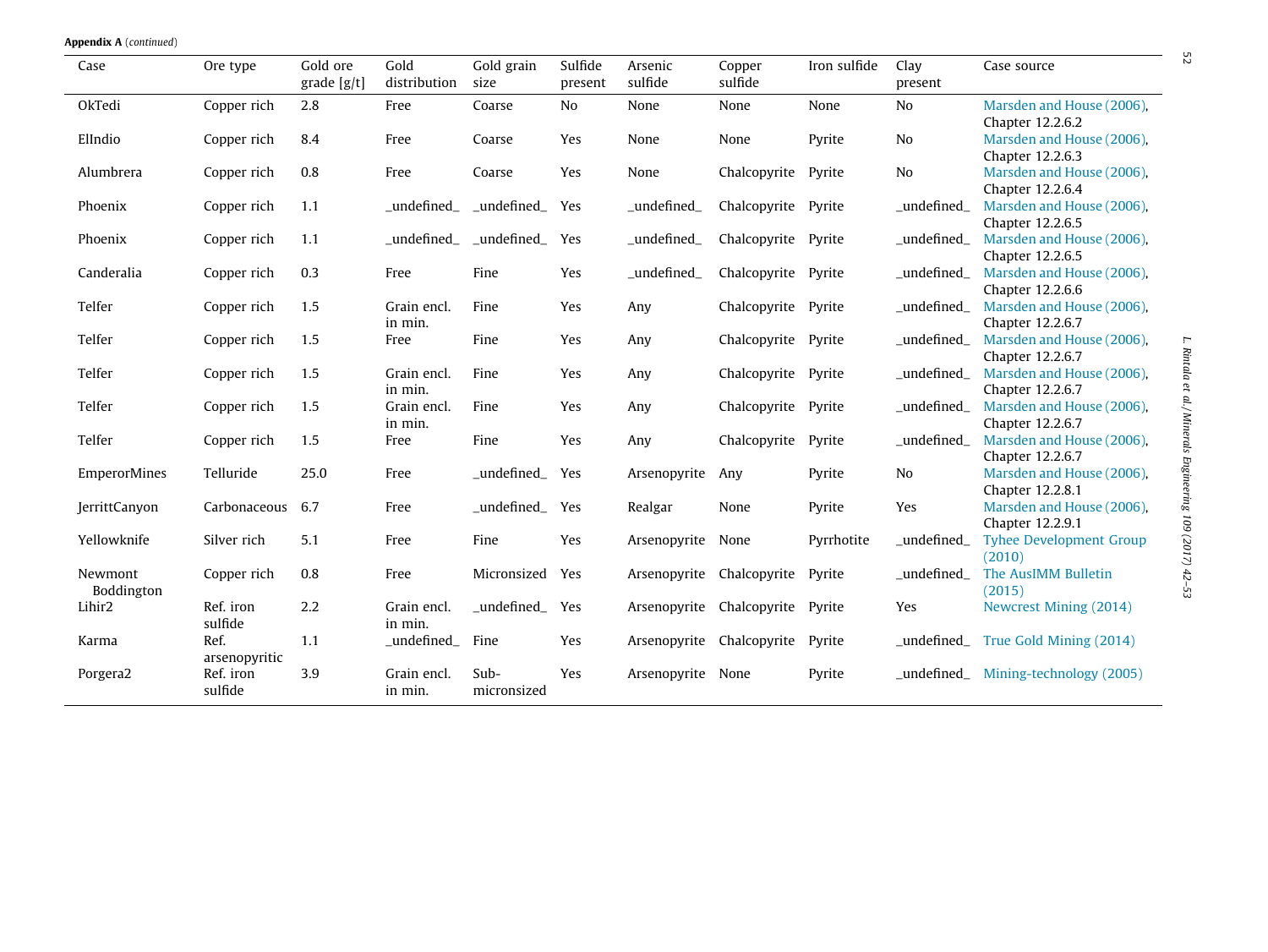**Appendix A** (*continued*)

| Case | Ore type | Gold ore grade [g/t] | Gold distribution | Gold grain size | Sulfide present | Arsenic sulfide | Copper sulfide | Iron sulfide | Clay present | Case source |
|---|---|---|---|---|---|---|---|---|---|---|
| OkTedi | Copper rich | 2.8 | Free | Coarse | No | None | None | None | No | Marsden and House (2006), Chapter 12.2.6.2 |
| ElIndio | Copper rich | 8.4 | Free | Coarse | Yes | None | None | Pyrite | No | Marsden and House (2006), Chapter 12.2.6.3 |
| Alumbrera | Copper rich | 0.8 | Free | Coarse | Yes | None | Chalcopyrite | Pyrite | No | Marsden and House (2006), Chapter 12.2.6.4 |
| Phoenix | Copper rich | 1.1 | _undefined_ | _undefined_ | Yes | _undefined_ | Chalcopyrite | Pyrite | _undefined_ | Marsden and House (2006), Chapter 12.2.6.5 |
| Phoenix | Copper rich | 1.1 | _undefined_ | _undefined_ | Yes | _undefined_ | Chalcopyrite | Pyrite | _undefined_ | Marsden and House (2006), Chapter 12.2.6.5 |
| Canderalia | Copper rich | 0.3 | Free | Fine | Yes | _undefined_ | Chalcopyrite | Pyrite | _undefined_ | Marsden and House (2006), Chapter 12.2.6.6 |
| Telfer | Copper rich | 1.5 | Grain encl. in min. | Fine | Yes | Any | Chalcopyrite | Pyrite | _undefined_ | Marsden and House (2006), Chapter 12.2.6.7 |
| Telfer | Copper rich | 1.5 | Free | Fine | Yes | Any | Chalcopyrite | Pyrite | _undefined_ | Marsden and House (2006), Chapter 12.2.6.7 |
| Telfer | Copper rich | 1.5 | Grain encl. in min. | Fine | Yes | Any | Chalcopyrite | Pyrite | _undefined_ | Marsden and House (2006), Chapter 12.2.6.7 |
| Telfer | Copper rich | 1.5 | Grain encl. in min. | Fine | Yes | Any | Chalcopyrite | Pyrite | _undefined_ | Marsden and House (2006), Chapter 12.2.6.7 |
| Telfer | Copper rich | 1.5 | Free | Fine | Yes | Any | Chalcopyrite | Pyrite | _undefined_ | Marsden and House (2006), Chapter 12.2.6.7 |
| EmperorMines | Telluride | 25.0 | Free | _undefined_ | Yes | Arsenopyrite | Any | Pyrite | No | Marsden and House (2006), Chapter 12.2.8.1 |
| JerrittCanyon | Carbonaceous | 6.7 | Free | _undefined_ | Yes | Realgar | None | Pyrite | Yes | Marsden and House (2006), Chapter 12.2.9.1 |
| Yellowknife | Silver rich | 5.1 | Free | Fine | Yes | Arsenopyrite | None | Pyrrhotite | _undefined_ | Tyhee Development Group (2010) |
| Newmont Boddington | Copper rich | 0.8 | Free | Micronsized | Yes | Arsenopyrite | Chalcopyrite | Pyrite | _undefined_ | The AusIMM Bulletin (2015) |
| Lihir2 | Ref. iron sulfide | 2.2 | Grain encl. in min. | _undefined_ | Yes | Arsenopyrite | Chalcopyrite | Pyrite | Yes | Newcrest Mining (2014) |
| Karma | Ref. arsenopyritic | 1.1 | _undefined_ | Fine | Yes | Arsenopyrite | Chalcopyrite | Pyrite | _undefined_ | True Gold Mining (2014) |
| Porgera2 | Ref. iron sulfide | 3.9 | Grain encl. in min. | Sub-micronsized | Yes | Arsenopyrite | None | Pyrite | _undefined_ | Mining-technology (2005) |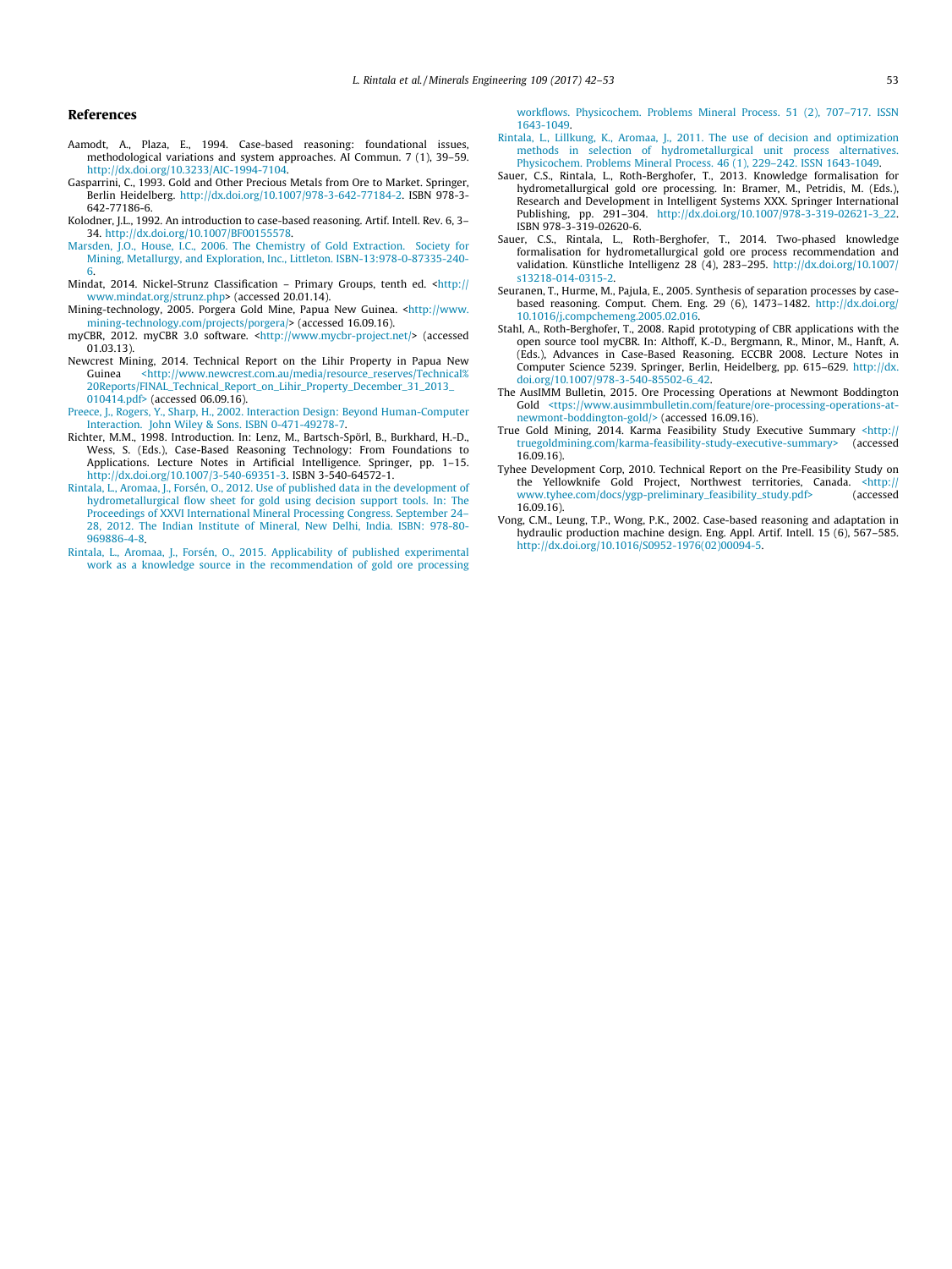## References

Aamodt, A., Plaza, E., 1994. Case-based reasoning: foundational issues, methodological variations and system approaches. AI Commun. 7 (1), 39–59. http://dx.doi.org/10.3233/AIC-1994-7104.

Gasparrini, C., 1993. Gold and Other Precious Metals from Ore to Market. Springer, Berlin Heidelberg. http://dx.doi.org/10.1007/978-3-642-77184-2. ISBN 978-3-642-77186-6.

Kolodner, J.L., 1992. An introduction to case-based reasoning. Artif. Intell. Rev. 6, 3–34. http://dx.doi.org/10.1007/BF00155578.

Marsden, J.O., House, I.C., 2006. The Chemistry of Gold Extraction. Society for Mining, Metallurgy, and Exploration, Inc., Littleton. ISBN-13:978-0-87335-240-6.

Mindat, 2014. Nickel-Strunz Classification – Primary Groups, tenth ed. <http://www.mindat.org/strunz.php> (accessed 20.01.14).

Mining-technology, 2005. Porgera Gold Mine, Papua New Guinea. <http://www.mining-technology.com/projects/porgera/> (accessed 16.09.16).

myCBR, 2012. myCBR 3.0 software. <http://www.mycbr-project.net/> (accessed 01.03.13).

Newcrest Mining, 2014. Technical Report on the Lihir Property in Papua New Guinea <http://www.newcrest.com.au/media/resource_reserves/Technical%20Reports/FINAL_Technical_Report_on_Lihir_Property_December_31_2013_010414.pdf> (accessed 06.09.16).

Preece, J., Rogers, Y., Sharp, H., 2002. Interaction Design: Beyond Human-Computer Interaction. John Wiley & Sons. ISBN 0-471-49278-7.

Richter, M.M., 1998. Introduction. In: Lenz, M., Bartsch-Spörl, B., Burkhard, H.-D., Wess, S. (Eds.), Case-Based Reasoning Technology: From Foundations to Applications. Lecture Notes in Artificial Intelligence. Springer, pp. 1–15. http://dx.doi.org/10.1007/3-540-69351-3. ISBN 3-540-64572-1.

Rintala, L., Aromaa, J., Forsén, O., 2012. Use of published data in the development of hydrometallurgical flow sheet for gold using decision support tools. In: The Proceedings of XXVI International Mineral Processing Congress. September 24–28, 2012. The Indian Institute of Mineral, New Delhi, India. ISBN: 978-80-969886-4-8.

Rintala, L., Aromaa, J., Forsén, O., 2015. Applicability of published experimental work as a knowledge source in the recommendation of gold ore processing workflows. Physicochem. Problems Mineral Process. 51 (2), 707–717. ISSN 1643-1049.

Rintala, L., Lillkung, K., Aromaa, J., 2011. The use of decision and optimization methods in selection of hydrometallurgical unit process alternatives. Physicochem. Problems Mineral Process. 46 (1), 229–242. ISSN 1643-1049.

Sauer, C.S., Rintala, L., Roth-Berghofer, T., 2013. Knowledge formalisation for hydrometallurgical gold ore processing. In: Bramer, M., Petridis, M. (Eds.), Research and Development in Intelligent Systems XXX. Springer International Publishing, pp. 291–304. http://dx.doi.org/10.1007/978-3-319-02621-3_22. ISBN 978-3-319-02620-6.

Sauer, C.S., Rintala, L., Roth-Berghofer, T., 2014. Two-phased knowledge formalisation for hydrometallurgical gold ore process recommendation and validation. Künstliche Intelligenz 28 (4), 283–295. http://dx.doi.org/10.1007/s13218-014-0315-2.

Seuranen, T., Hurme, M., Pajula, E., 2005. Synthesis of separation processes by case-based reasoning. Comput. Chem. Eng. 29 (6), 1473–1482. http://dx.doi.org/10.1016/j.compchemeng.2005.02.016.

Stahl, A., Roth-Berghofer, T., 2008. Rapid prototyping of CBR applications with the open source tool myCBR. In: Althoff, K.-D., Bergmann, R., Minor, M., Hanft, A. (Eds.), Advances in Case-Based Reasoning. ECCBR 2008. Lecture Notes in Computer Science 5239. Springer, Berlin, Heidelberg, pp. 615–629. http://dx.doi.org/10.1007/978-3-540-85502-6_42.

The AusIMM Bulletin, 2015. Ore Processing Operations at Newmont Boddington Gold <ttps://www.ausimmbulletin.com/feature/ore-processing-operations-at-newmont-boddington-gold/> (accessed 16.09.16).

True Gold Mining, 2014. Karma Feasibility Study Executive Summary <http://truegoldmining.com/karma-feasibility-study-executive-summary> (accessed 16.09.16).

Tyhee Development Corp, 2010. Technical Report on the Pre-Feasibility Study on the Yellowknife Gold Project, Northwest territories, Canada. <http://www.tyhee.com/docs/ygp-preliminary_feasibility_study.pdf> (accessed 16.09.16).

Vong, C.M., Leung, T.P., Wong, P.K., 2002. Case-based reasoning and adaptation in hydraulic production machine design. Eng. Appl. Artif. Intell. 15 (6), 567–585. http://dx.doi.org/10.1016/S0952-1976(02)00094-5.